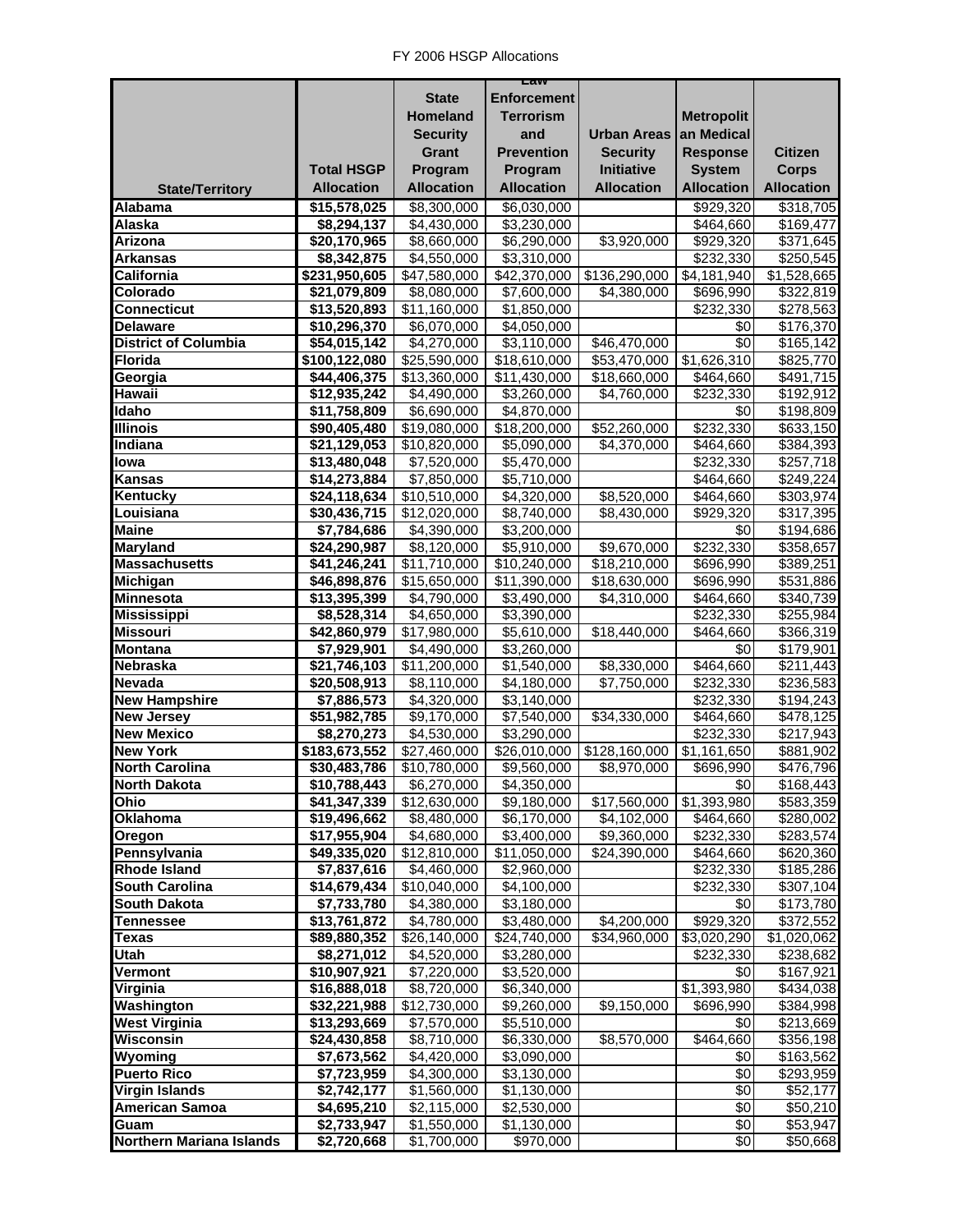# FY 2006 HSGP Allocations

| State/Territory | Total HSGP Allocation | State Homeland Security Grant Program Allocation | Law Enforcement Terrorism and Prevention Program Allocation | Urban Areas Security Initiative Allocation | Metropolitan Medical Response System Allocation | Citizen Corps Allocation |
|---|---|---|---|---|---|---|
| Alabama | $15,578,025 | $8,300,000 | $6,030,000 | | $929,320 | $318,705 |
| Alaska | $8,294,137 | $4,430,000 | $3,230,000 | | $464,660 | $169,477 |
| Arizona | $20,170,965 | $8,660,000 | $6,290,000 | $3,920,000 | $929,320 | $371,645 |
| Arkansas | $8,342,875 | $4,550,000 | $3,310,000 | | $232,330 | $250,545 |
| California | $231,950,605 | $47,580,000 | $42,370,000 | $136,290,000 | $4,181,940 | $1,528,665 |
| Colorado | $21,079,809 | $8,080,000 | $7,600,000 | $4,380,000 | $696,990 | $322,819 |
| Connecticut | $13,520,893 | $11,160,000 | $1,850,000 | | $232,330 | $278,563 |
| Delaware | $10,296,370 | $6,070,000 | $4,050,000 | | $0 | $176,370 |
| District of Columbia | $54,015,142 | $4,270,000 | $3,110,000 | $46,470,000 | $0 | $165,142 |
| Florida | $100,122,080 | $25,590,000 | $18,610,000 | $53,470,000 | $1,626,310 | $825,770 |
| Georgia | $44,406,375 | $13,360,000 | $11,430,000 | $18,660,000 | $464,660 | $491,715 |
| Hawaii | $12,935,242 | $4,490,000 | $3,260,000 | $4,760,000 | $232,330 | $192,912 |
| Idaho | $11,758,809 | $6,690,000 | $4,870,000 | | $0 | $198,809 |
| Illinois | $90,405,480 | $19,080,000 | $18,200,000 | $52,260,000 | $232,330 | $633,150 |
| Indiana | $21,129,053 | $10,820,000 | $5,090,000 | $4,370,000 | $464,660 | $384,393 |
| Iowa | $13,480,048 | $7,520,000 | $5,470,000 | | $232,330 | $257,718 |
| Kansas | $14,273,884 | $7,850,000 | $5,710,000 | | $464,660 | $249,224 |
| Kentucky | $24,118,634 | $10,510,000 | $4,320,000 | $8,520,000 | $464,660 | $303,974 |
| Louisiana | $30,436,715 | $12,020,000 | $8,740,000 | $8,430,000 | $929,320 | $317,395 |
| Maine | $7,784,686 | $4,390,000 | $3,200,000 | | $0 | $194,686 |
| Maryland | $24,290,987 | $8,120,000 | $5,910,000 | $9,670,000 | $232,330 | $358,657 |
| Massachusetts | $41,246,241 | $11,710,000 | $10,240,000 | $18,210,000 | $696,990 | $389,251 |
| Michigan | $46,898,876 | $15,650,000 | $11,390,000 | $18,630,000 | $696,990 | $531,886 |
| Minnesota | $13,395,399 | $4,790,000 | $3,490,000 | $4,310,000 | $464,660 | $340,739 |
| Mississippi | $8,528,314 | $4,650,000 | $3,390,000 | | $232,330 | $255,984 |
| Missouri | $42,860,979 | $17,980,000 | $5,610,000 | $18,440,000 | $464,660 | $366,319 |
| Montana | $7,929,901 | $4,490,000 | $3,260,000 | | $0 | $179,901 |
| Nebraska | $21,746,103 | $11,200,000 | $1,540,000 | $8,330,000 | $464,660 | $211,443 |
| Nevada | $20,508,913 | $8,110,000 | $4,180,000 | $7,750,000 | $232,330 | $236,583 |
| New Hampshire | $7,886,573 | $4,320,000 | $3,140,000 | | $232,330 | $194,243 |
| New Jersey | $51,982,785 | $9,170,000 | $7,540,000 | $34,330,000 | $464,660 | $478,125 |
| New Mexico | $8,270,273 | $4,530,000 | $3,290,000 | | $232,330 | $217,943 |
| New York | $183,673,552 | $27,460,000 | $26,010,000 | $128,160,000 | $1,161,650 | $881,902 |
| North Carolina | $30,483,786 | $10,780,000 | $9,560,000 | $8,970,000 | $696,990 | $476,796 |
| North Dakota | $10,788,443 | $6,270,000 | $4,350,000 | | $0 | $168,443 |
| Ohio | $41,347,339 | $12,630,000 | $9,180,000 | $17,560,000 | $1,393,980 | $583,359 |
| Oklahoma | $19,496,662 | $8,480,000 | $6,170,000 | $4,102,000 | $464,660 | $280,002 |
| Oregon | $17,955,904 | $4,680,000 | $3,400,000 | $9,360,000 | $232,330 | $283,574 |
| Pennsylvania | $49,335,020 | $12,810,000 | $11,050,000 | $24,390,000 | $464,660 | $620,360 |
| Rhode Island | $7,837,616 | $4,460,000 | $2,960,000 | | $232,330 | $185,286 |
| South Carolina | $14,679,434 | $10,040,000 | $4,100,000 | | $232,330 | $307,104 |
| South Dakota | $7,733,780 | $4,380,000 | $3,180,000 | | $0 | $173,780 |
| Tennessee | $13,761,872 | $4,780,000 | $3,480,000 | $4,200,000 | $929,320 | $372,552 |
| Texas | $89,880,352 | $26,140,000 | $24,740,000 | $34,960,000 | $3,020,290 | $1,020,062 |
| Utah | $8,271,012 | $4,520,000 | $3,280,000 | | $232,330 | $238,682 |
| Vermont | $10,907,921 | $7,220,000 | $3,520,000 | | $0 | $167,921 |
| Virginia | $16,888,018 | $8,720,000 | $6,340,000 | | $1,393,980 | $434,038 |
| Washington | $32,221,988 | $12,730,000 | $9,260,000 | $9,150,000 | $696,990 | $384,998 |
| West Virginia | $13,293,669 | $7,570,000 | $5,510,000 | | $0 | $213,669 |
| Wisconsin | $24,430,858 | $8,710,000 | $6,330,000 | $8,570,000 | $464,660 | $356,198 |
| Wyoming | $7,673,562 | $4,420,000 | $3,090,000 | | $0 | $163,562 |
| Puerto Rico | $7,723,959 | $4,300,000 | $3,130,000 | | $0 | $293,959 |
| Virgin Islands | $2,742,177 | $1,560,000 | $1,130,000 | | $0 | $52,177 |
| American Samoa | $4,695,210 | $2,115,000 | $2,530,000 | | $0 | $50,210 |
| Guam | $2,733,947 | $1,550,000 | $1,130,000 | | $0 | $53,947 |
| Northern Mariana Islands | $2,720,668 | $1,700,000 | $970,000 | | $0 | $50,668 |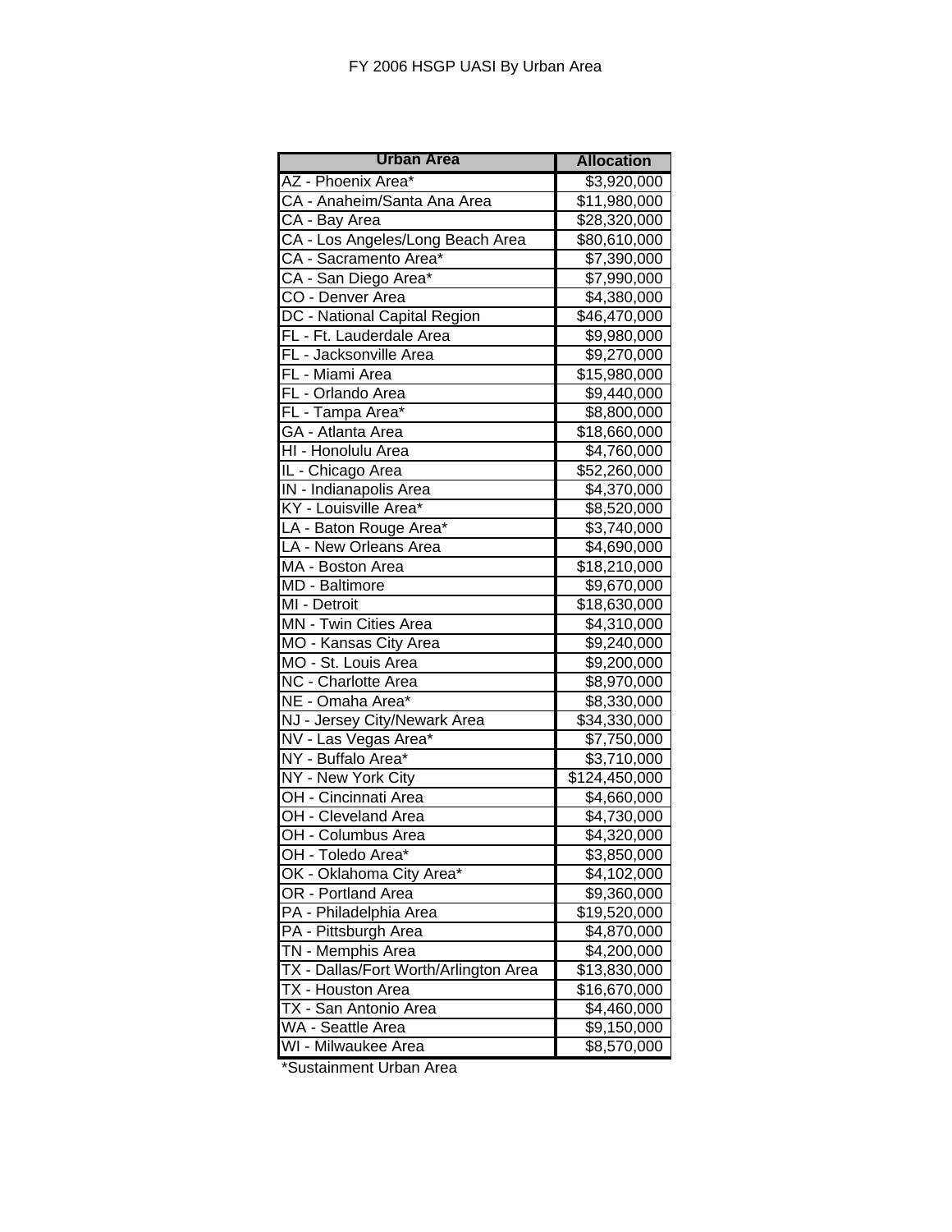# FY 2006 HSGP UASI By Urban Area

| Urban Area | Allocation |
| --- | --- |
| AZ - Phoenix Area* | $3,920,000 |
| CA - Anaheim/Santa Ana Area | $11,980,000 |
| CA - Bay Area | $28,320,000 |
| CA - Los Angeles/Long Beach Area | $80,610,000 |
| CA - Sacramento Area* | $7,390,000 |
| CA - San Diego Area* | $7,990,000 |
| CO - Denver Area | $4,380,000 |
| DC - National Capital Region | $46,470,000 |
| FL - Ft. Lauderdale Area | $9,980,000 |
| FL - Jacksonville Area | $9,270,000 |
| FL - Miami Area | $15,980,000 |
| FL - Orlando Area | $9,440,000 |
| FL - Tampa Area* | $8,800,000 |
| GA - Atlanta Area | $18,660,000 |
| HI - Honolulu Area | $4,760,000 |
| IL - Chicago Area | $52,260,000 |
| IN - Indianapolis Area | $4,370,000 |
| KY - Louisville Area* | $8,520,000 |
| LA - Baton Rouge Area* | $3,740,000 |
| LA - New Orleans Area | $4,690,000 |
| MA - Boston Area | $18,210,000 |
| MD - Baltimore | $9,670,000 |
| MI - Detroit | $18,630,000 |
| MN - Twin Cities Area | $4,310,000 |
| MO - Kansas City Area | $9,240,000 |
| MO - St. Louis Area | $9,200,000 |
| NC - Charlotte Area | $8,970,000 |
| NE - Omaha Area* | $8,330,000 |
| NJ - Jersey City/Newark Area | $34,330,000 |
| NV - Las Vegas Area* | $7,750,000 |
| NY - Buffalo Area* | $3,710,000 |
| NY - New York City | $124,450,000 |
| OH - Cincinnati Area | $4,660,000 |
| OH - Cleveland Area | $4,730,000 |
| OH - Columbus Area | $4,320,000 |
| OH - Toledo Area* | $3,850,000 |
| OK - Oklahoma City Area* | $4,102,000 |
| OR - Portland Area | $9,360,000 |
| PA - Philadelphia Area | $19,520,000 |
| PA - Pittsburgh Area | $4,870,000 |
| TN - Memphis Area | $4,200,000 |
| TX - Dallas/Fort Worth/Arlington Area | $13,830,000 |
| TX - Houston Area | $16,670,000 |
| TX - San Antonio Area | $4,460,000 |
| WA - Seattle Area | $9,150,000 |
| WI - Milwaukee Area | $8,570,000 |

*Sustainment Urban Area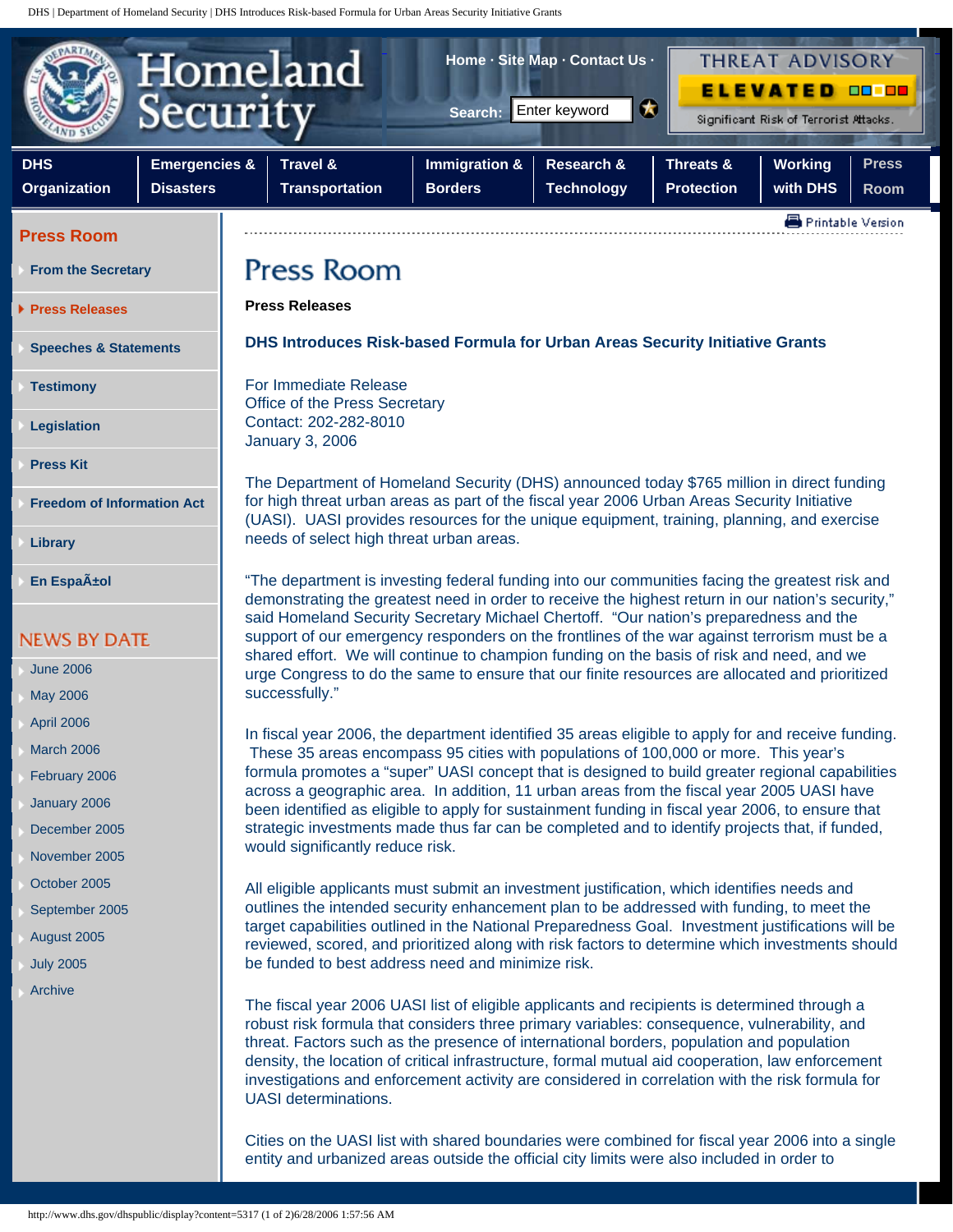# Press Room

**Press Releases**

**DHS Introduces Risk-based Formula for Urban Areas Security Initiative Grants**

For Immediate Release
Office of the Press Secretary
Contact: 202-282-8010
January 3, 2006

The Department of Homeland Security (DHS) announced today $765 million in direct funding for high threat urban areas as part of the fiscal year 2006 Urban Areas Security Initiative (UASI). UASI provides resources for the unique equipment, training, planning, and exercise needs of select high threat urban areas.

"The department is investing federal funding into our communities facing the greatest risk and demonstrating the greatest need in order to receive the highest return in our nation's security," said Homeland Security Secretary Michael Chertoff. "Our nation's preparedness and the support of our emergency responders on the frontlines of the war against terrorism must be a shared effort. We will continue to champion funding on the basis of risk and need, and we urge Congress to do the same to ensure that our finite resources are allocated and prioritized successfully."

In fiscal year 2006, the department identified 35 areas eligible to apply for and receive funding. These 35 areas encompass 95 cities with populations of 100,000 or more. This year's formula promotes a "super" UASI concept that is designed to build greater regional capabilities across a geographic area. In addition, 11 urban areas from the fiscal year 2005 UASI have been identified as eligible to apply for sustainment funding in fiscal year 2006, to ensure that strategic investments made thus far can be completed and to identify projects that, if funded, would significantly reduce risk.

All eligible applicants must submit an investment justification, which identifies needs and outlines the intended security enhancement plan to be addressed with funding, to meet the target capabilities outlined in the National Preparedness Goal. Investment justifications will be reviewed, scored, and prioritized along with risk factors to determine which investments should be funded to best address need and minimize risk.

The fiscal year 2006 UASI list of eligible applicants and recipients is determined through a robust risk formula that considers three primary variables: consequence, vulnerability, and threat. Factors such as the presence of international borders, population and population density, the location of critical infrastructure, formal mutual aid cooperation, law enforcement investigations and enforcement activity are considered in correlation with the risk formula for UASI determinations.

Cities on the UASI list with shared boundaries were combined for fiscal year 2006 into a single entity and urbanized areas outside the official city limits were also included in order to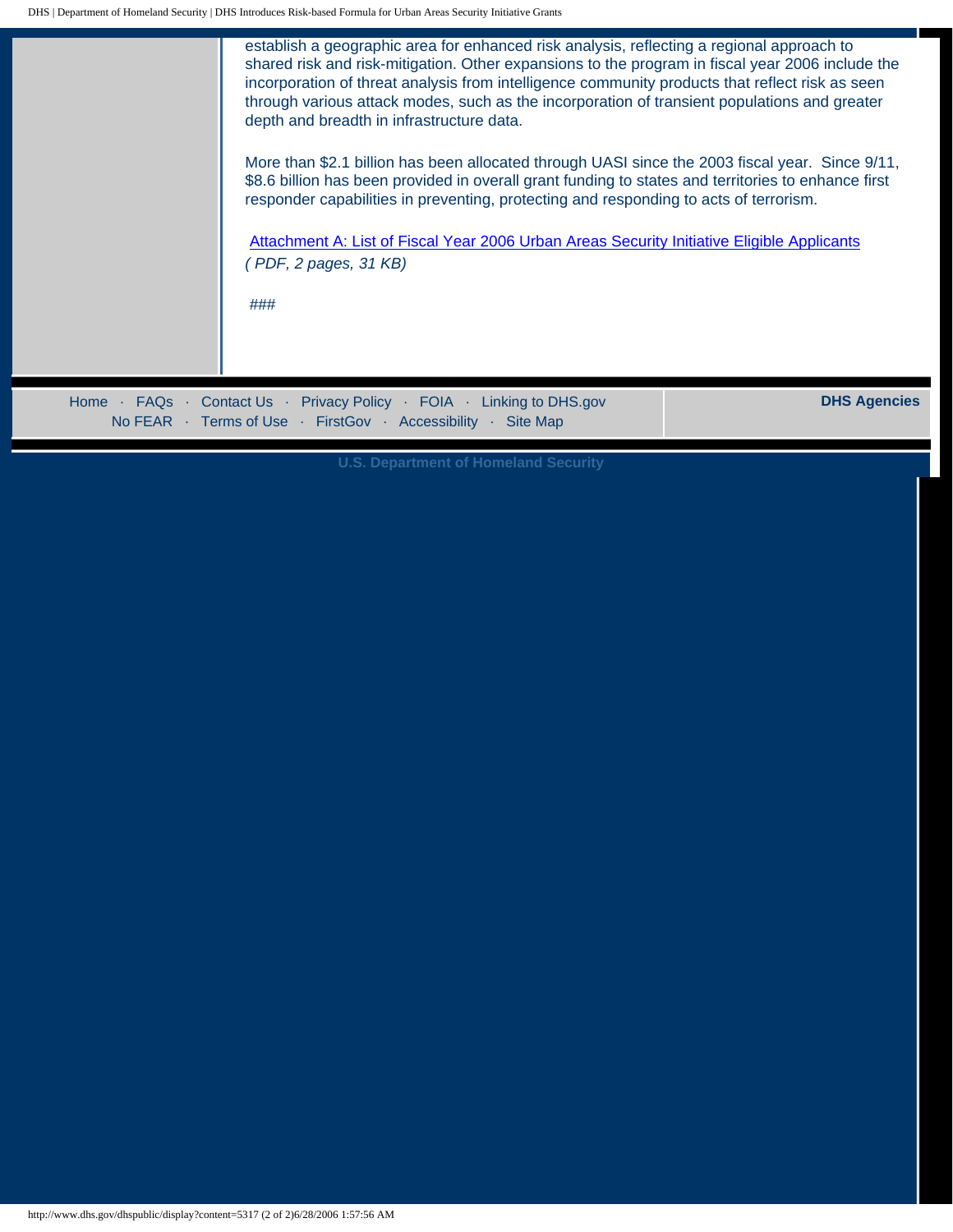establish a geographic area for enhanced risk analysis, reflecting a regional approach to shared risk and risk-mitigation. Other expansions to the program in fiscal year 2006 include the incorporation of threat analysis from intelligence community products that reflect risk as seen through various attack modes, such as the incorporation of transient populations and greater depth and breadth in infrastructure data.

More than $2.1 billion has been allocated through UASI since the 2003 fiscal year. Since 9/11, $8.6 billion has been provided in overall grant funding to states and territories to enhance first responder capabilities in preventing, protecting and responding to acts of terrorism.

Attachment A: List of Fiscal Year 2006 Urban Areas Security Initiative Eligible Applicants
*( PDF, 2 pages, 31 KB)*

*###*

Home · FAQs · Contact Us · Privacy Policy · FOIA · Linking to DHS.gov
No FEAR · Terms of Use · FirstGov · Accessibility · Site Map

**DHS Agencies**

**U.S. Department of Homeland Security**